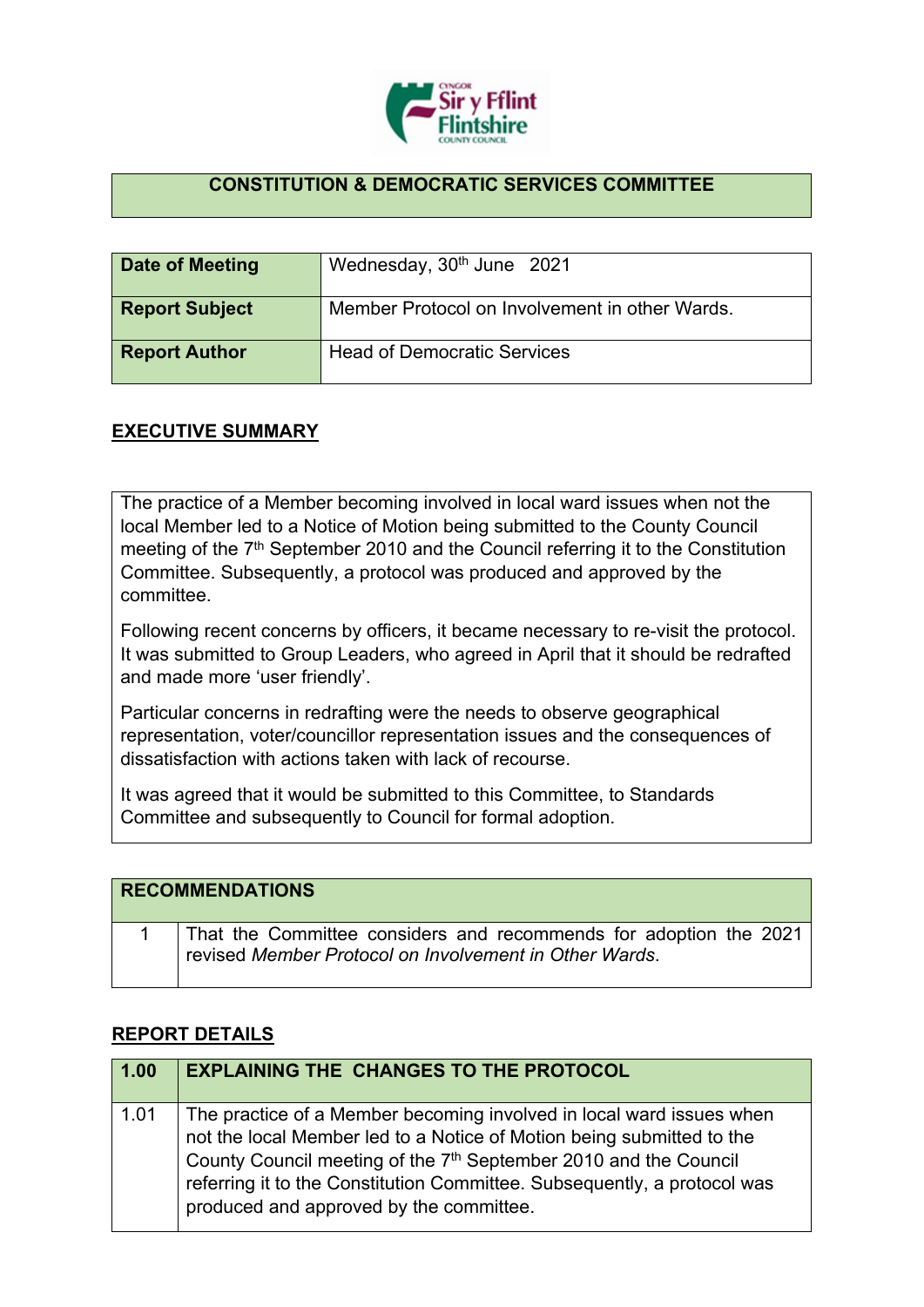## CONSTITUTION & DEMOCRATIC SERVICES COMMITTEE

| Date of Meeting | Wednesday, 30th June 2021 |
|---|---|
| Report Subject | Member Protocol on Involvement in other Wards. |
| Report Author | Head of Democratic Services |

## EXECUTIVE SUMMARY

The practice of a Member becoming involved in local ward issues when not the local Member led to a Notice of Motion being submitted to the County Council meeting of the 7th September 2010 and the Council referring it to the Constitution Committee. Subsequently, a protocol was produced and approved by the committee.

Following recent concerns by officers, it became necessary to re-visit the protocol. It was submitted to Group Leaders, who agreed in April that it should be redrafted and made more 'user friendly'.

Particular concerns in redrafting were the needs to observe geographical representation, voter/councillor representation issues and the consequences of dissatisfaction with actions taken with lack of recourse.

It was agreed that it would be submitted to this Committee, to Standards Committee and subsequently to Council for formal adoption.

| RECOMMENDATIONS | |
|---|---|
| 1 | That the Committee considers and recommends for adoption the 2021 revised *Member Protocol on Involvement in Other Wards*. |

## REPORT DETAILS

| 1.00 | EXPLAINING THE CHANGES TO THE PROTOCOL |
|---|---|
| 1.01 | The practice of a Member becoming involved in local ward issues when not the local Member led to a Notice of Motion being submitted to the County Council meeting of the 7th September 2010 and the Council referring it to the Constitution Committee. Subsequently, a protocol was produced and approved by the committee. |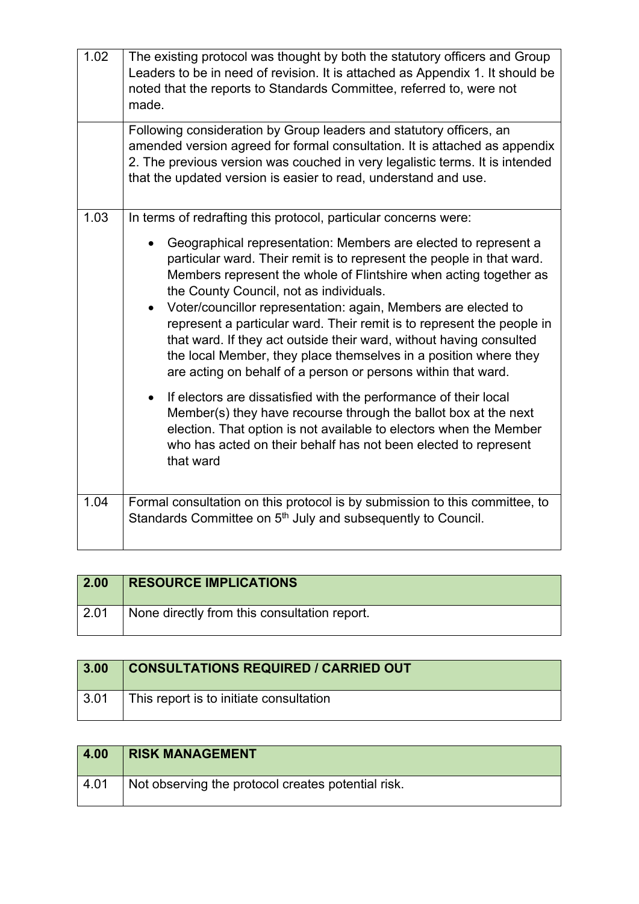| | |
|---|---|
| 1.02 | The existing protocol was thought by both the statutory officers and Group Leaders to be in need of revision. It is attached as Appendix 1. It should be noted that the reports to Standards Committee, referred to, were not made. |
| | Following consideration by Group leaders and statutory officers, an amended version agreed for formal consultation. It is attached as appendix 2. The previous version was couched in very legalistic terms. It is intended that the updated version is easier to read, understand and use. |
| 1.03 | In terms of redrafting this protocol, particular concerns were:<br><br>• Geographical representation: Members are elected to represent a particular ward. Their remit is to represent the people in that ward. Members represent the whole of Flintshire when acting together as the County Council, not as individuals.<br>• Voter/councillor representation: again, Members are elected to represent a particular ward. Their remit is to represent the people in that ward. If they act outside their ward, without having consulted the local Member, they place themselves in a position where they are acting on behalf of a person or persons within that ward.<br><br>• If electors are dissatisfied with the performance of their local Member(s) they have recourse through the ballot box at the next election. That option is not available to electors when the Member who has acted on their behalf has not been elected to represent that ward |
| 1.04 | Formal consultation on this protocol is by submission to this committee, to Standards Committee on 5th July and subsequently to Council. |

| 2.00 | RESOURCE IMPLICATIONS |
|---|---|
| 2.01 | None directly from this consultation report. |

| 3.00 | CONSULTATIONS REQUIRED / CARRIED OUT |
|---|---|
| 3.01 | This report is to initiate consultation |

| 4.00 | RISK MANAGEMENT |
|---|---|
| 4.01 | Not observing the protocol creates potential risk. |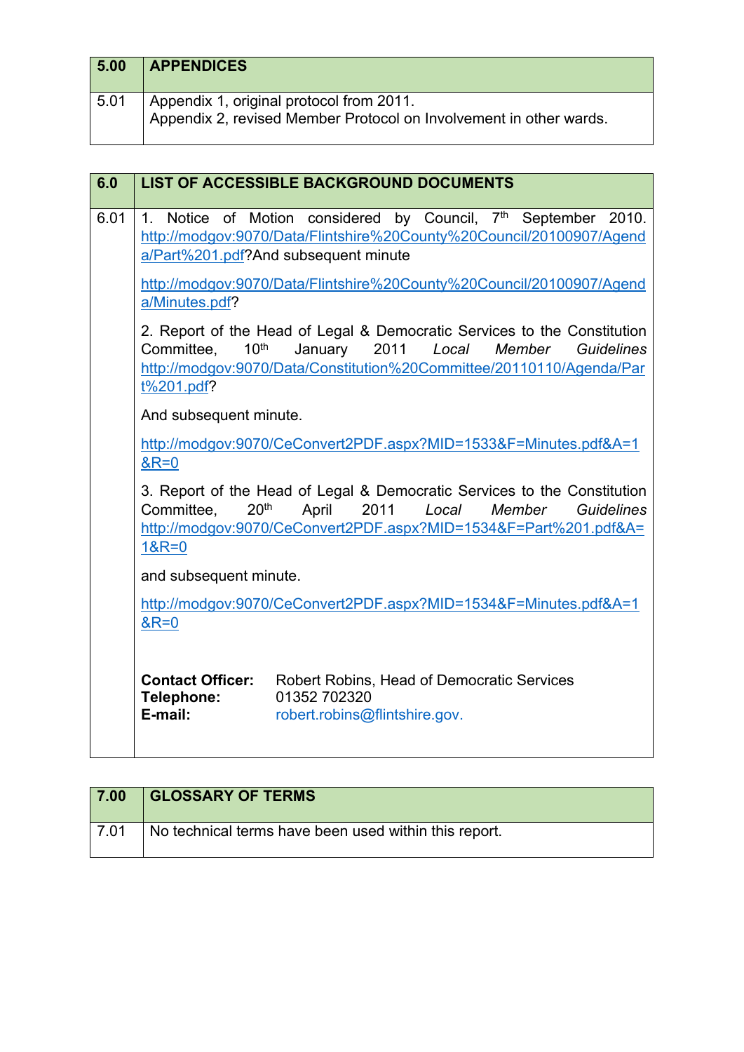| 5.00 | APPENDICES |
| --- | --- |
| 5.01 | Appendix 1, original protocol from 2011.<br>Appendix 2, revised Member Protocol on Involvement in other wards. |

| 6.0 | LIST OF ACCESSIBLE BACKGROUND DOCUMENTS |
| --- | --- |
| 6.01 | 1. Notice of Motion considered by Council, 7th September 2010. http://modgov:9070/Data/Flintshire%20County%20Council/20100907/Agenda/Part%201.pdf?And subsequent minute<br><br>http://modgov:9070/Data/Flintshire%20County%20Council/20100907/Agenda/Minutes.pdf?<br><br>2. Report of the Head of Legal & Democratic Services to the Constitution Committee, 10th January 2011 *Local Member Guidelines* http://modgov:9070/Data/Constitution%20Committee/20110110/Agenda/Part%201.pdf?<br><br>And subsequent minute.<br><br>http://modgov:9070/CeConvert2PDF.aspx?MID=1533&F=Minutes.pdf&A=1&R=0<br><br>3. Report of the Head of Legal & Democratic Services to the Constitution Committee, 20th April 2011 *Local Member Guidelines* http://modgov:9070/CeConvert2PDF.aspx?MID=1534&F=Part%201.pdf&A=1&R=0<br><br>and subsequent minute.<br><br>http://modgov:9070/CeConvert2PDF.aspx?MID=1534&F=Minutes.pdf&A=1&R=0<br><br>**Contact Officer:** Robert Robins, Head of Democratic Services<br>**Telephone:** 01352 702320<br>**E-mail:** robert.robins@flintshire.gov. |

| 7.00 | GLOSSARY OF TERMS |
| --- | --- |
| 7.01 | No technical terms have been used within this report. |